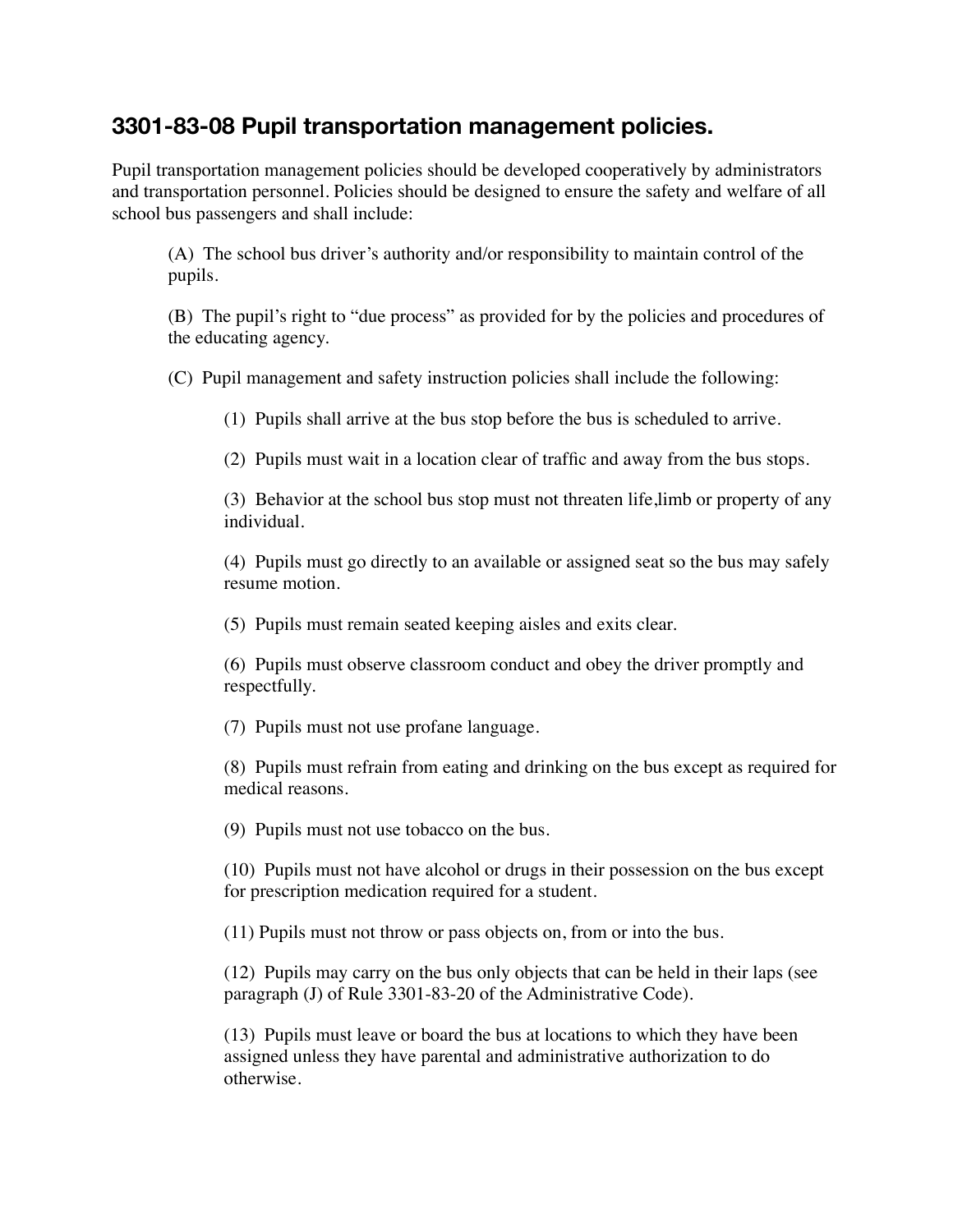## 3301-83-08 Pupil transportation management policies.

Pupil transportation management policies should be developed cooperatively by administrators and transportation personnel. Policies should be designed to ensure the safety and welfare of all school bus passengers and shall include:

(A) The school bus driver's authority and/or responsibility to maintain control of the pupils.

(B) The pupil's right to "due process" as provided for by the policies and procedures of the educating agency.

(C) Pupil management and safety instruction policies shall include the following:

(1) Pupils shall arrive at the bus stop before the bus is scheduled to arrive.

(2) Pupils must wait in a location clear of traffic and away from the bus stops.

(3) Behavior at the school bus stop must not threaten life,limb or property of any individual.

(4) Pupils must go directly to an available or assigned seat so the bus may safely resume motion.

(5) Pupils must remain seated keeping aisles and exits clear.

(6) Pupils must observe classroom conduct and obey the driver promptly and respectfully.

(7) Pupils must not use profane language.

(8) Pupils must refrain from eating and drinking on the bus except as required for medical reasons.

(9) Pupils must not use tobacco on the bus.

(10) Pupils must not have alcohol or drugs in their possession on the bus except for prescription medication required for a student.

(11) Pupils must not throw or pass objects on, from or into the bus.

(12) Pupils may carry on the bus only objects that can be held in their laps (see paragraph (J) of Rule 3301-83-20 of the Administrative Code).

(13) Pupils must leave or board the bus at locations to which they have been assigned unless they have parental and administrative authorization to do otherwise.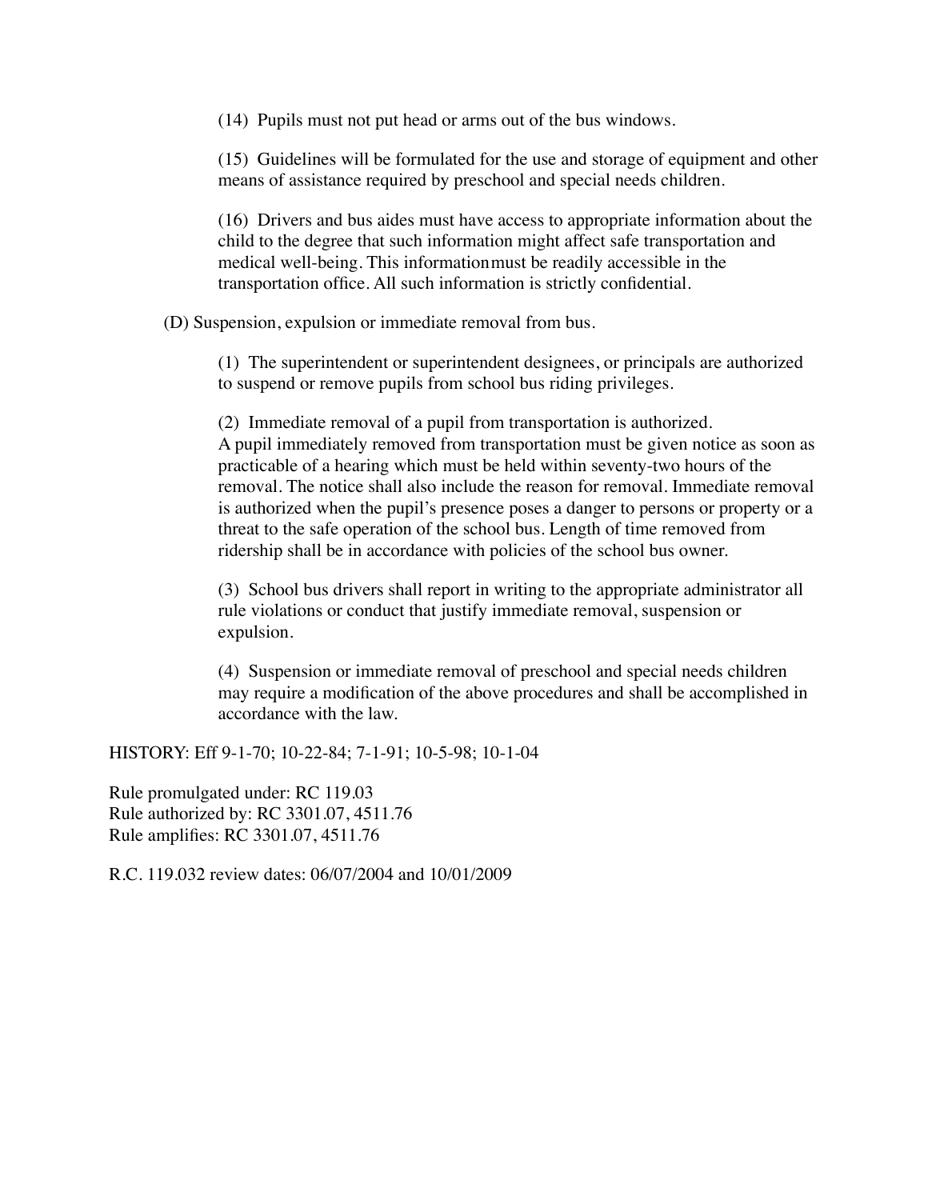(14) Pupils must not put head or arms out of the bus windows.

(15) Guidelines will be formulated for the use and storage of equipment and other means of assistance required by preschool and special needs children.

(16) Drivers and bus aides must have access to appropriate information about the child to the degree that such information might affect safe transportation and medical well-being. This information must be readily accessible in the transportation office. All such information is strictly confidential.

(D) Suspension, expulsion or immediate removal from bus.

(1) The superintendent or superintendent designees, or principals are authorized to suspend or remove pupils from school bus riding privileges.

(2) Immediate removal of a pupil from transportation is authorized. A pupil immediately removed from transportation must be given notice as soon as practicable of a hearing which must be held within seventy-two hours of the removal. The notice shall also include the reason for removal. Immediate removal is authorized when the pupil's presence poses a danger to persons or property or a threat to the safe operation of the school bus. Length of time removed from ridership shall be in accordance with policies of the school bus owner.

(3) School bus drivers shall report in writing to the appropriate administrator all rule violations or conduct that justify immediate removal, suspension or expulsion.

(4) Suspension or immediate removal of preschool and special needs children may require a modification of the above procedures and shall be accomplished in accordance with the law.

HISTORY: Eff 9-1-70; 10-22-84; 7-1-91; 10-5-98; 10-1-04

Rule promulgated under: RC 119.03
Rule authorized by: RC 3301.07, 4511.76
Rule amplifies: RC 3301.07, 4511.76

R.C. 119.032 review dates: 06/07/2004 and 10/01/2009